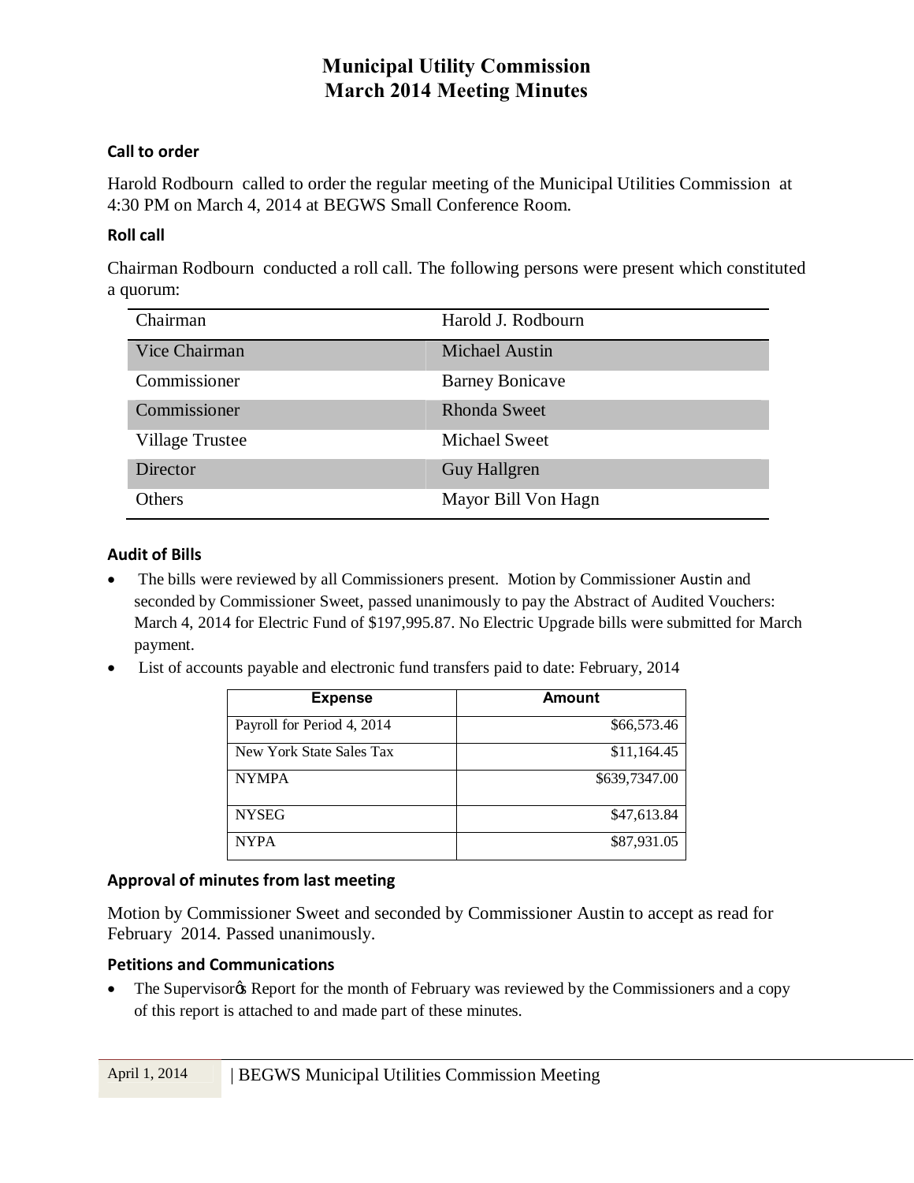# Municipal Utility Commission
# March 2014 Meeting Minutes

## Call to order

Harold Rodbourn called to order the regular meeting of the Municipal Utilities Commission at 4:30 PM on March 4, 2014 at BEGWS Small Conference Room.

## Roll call

Chairman Rodbourn conducted a roll call. The following persons were present which constituted a quorum:

| | |
|---|---|
| Chairman | Harold J. Rodbourn |
| Vice Chairman | Michael Austin |
| Commissioner | Barney Bonicave |
| Commissioner | Rhonda Sweet |
| Village Trustee | Michael Sweet |
| Director | Guy Hallgren |
| Others | Mayor Bill Von Hagn |

## Audit of Bills

- The bills were reviewed by all Commissioners present. Motion by Commissioner Austin and seconded by Commissioner Sweet, passed unanimously to pay the Abstract of Audited Vouchers: March 4, 2014 for Electric Fund of $197,995.87. No Electric Upgrade bills were submitted for March payment.
- List of accounts payable and electronic fund transfers paid to date: February, 2014

| Expense | Amount |
|---|---|
| Payroll for Period 4, 2014 | $66,573.46 |
| New York State Sales Tax | $11,164.45 |
| NYMPA | $639,7347.00 |
| NYSEG | $47,613.84 |
| NYPA | $87,931.05 |

## Approval of minutes from last meeting

Motion by Commissioner Sweet and seconded by Commissioner Austin to accept as read for February 2014. Passed unanimously.

## Petitions and Communications

- The Supervisorĝs Report for the month of February was reviewed by the Commissioners and a copy of this report is attached to and made part of these minutes.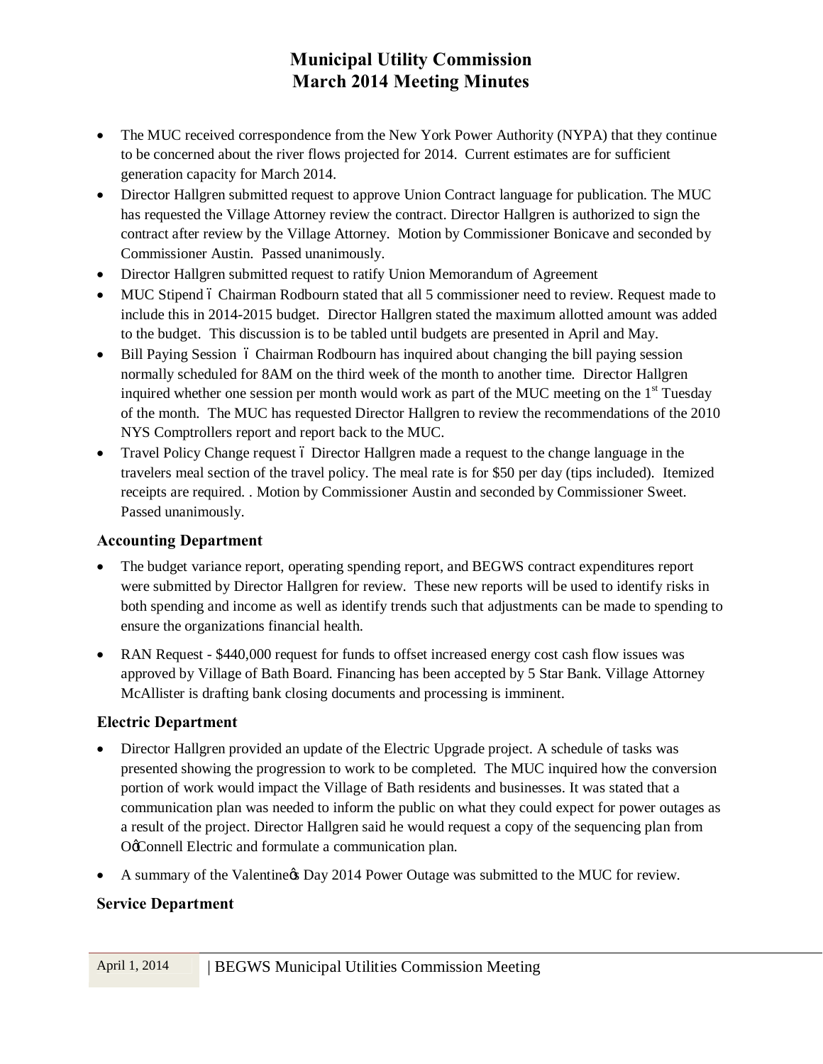# Municipal Utility Commission
# March 2014 Meeting Minutes

- The MUC received correspondence from the New York Power Authority (NYPA) that they continue to be concerned about the river flows projected for 2014. Current estimates are for sufficient generation capacity for March 2014.
- Director Hallgren submitted request to approve Union Contract language for publication. The MUC has requested the Village Attorney review the contract. Director Hallgren is authorized to sign the contract after review by the Village Attorney. Motion by Commissioner Bonicave and seconded by Commissioner Austin. Passed unanimously.
- Director Hallgren submitted request to ratify Union Memorandum of Agreement
- MUC Stipend – Chairman Rodbourn stated that all 5 commissioner need to review. Request made to include this in 2014-2015 budget. Director Hallgren stated the maximum allotted amount was added to the budget. This discussion is to be tabled until budgets are presented in April and May.
- Bill Paying Session – Chairman Rodbourn has inquired about changing the bill paying session normally scheduled for 8AM on the third week of the month to another time. Director Hallgren inquired whether one session per month would work as part of the MUC meeting on the 1st Tuesday of the month. The MUC has requested Director Hallgren to review the recommendations of the 2010 NYS Comptrollers report and report back to the MUC.
- Travel Policy Change request – Director Hallgren made a request to the change language in the travelers meal section of the travel policy. The meal rate is for $50 per day (tips included). Itemized receipts are required. . Motion by Commissioner Austin and seconded by Commissioner Sweet. Passed unanimously.

### Accounting Department

- The budget variance report, operating spending report, and BEGWS contract expenditures report were submitted by Director Hallgren for review. These new reports will be used to identify risks in both spending and income as well as identify trends such that adjustments can be made to spending to ensure the organizations financial health.
- RAN Request - $440,000 request for funds to offset increased energy cost cash flow issues was approved by Village of Bath Board. Financing has been accepted by 5 Star Bank. Village Attorney McAllister is drafting bank closing documents and processing is imminent.

### Electric Department

- Director Hallgren provided an update of the Electric Upgrade project. A schedule of tasks was presented showing the progression to work to be completed. The MUC inquired how the conversion portion of work would impact the Village of Bath residents and businesses. It was stated that a communication plan was needed to inform the public on what they could expect for power outages as a result of the project. Director Hallgren said he would request a copy of the sequencing plan from O'Connell Electric and formulate a communication plan.
- A summary of the Valentine's Day 2014 Power Outage was submitted to the MUC for review.

### Service Department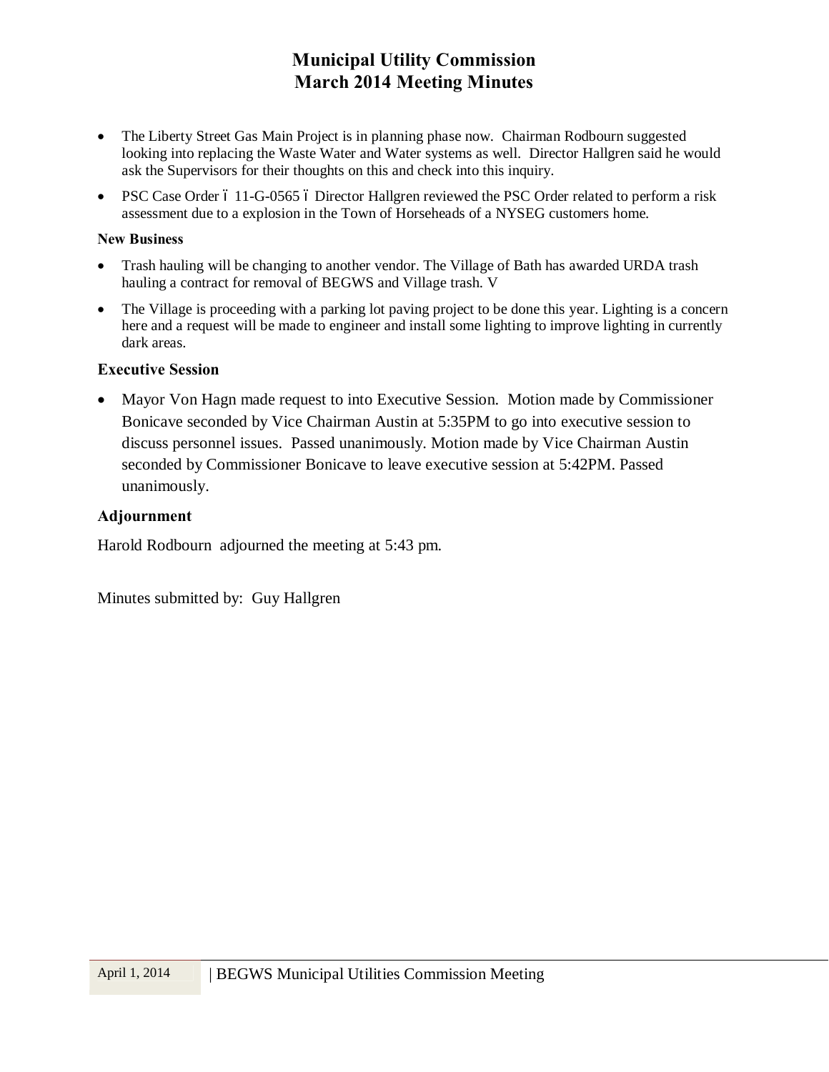# Municipal Utility Commission
# March 2014 Meeting Minutes

- The Liberty Street Gas Main Project is in planning phase now. Chairman Rodbourn suggested looking into replacing the Waste Water and Water systems as well. Director Hallgren said he would ask the Supervisors for their thoughts on this and check into this inquiry.
- PSC Case Order ó 11-G-0565 ó Director Hallgren reviewed the PSC Order related to perform a risk assessment due to a explosion in the Town of Horseheads of a NYSEG customers home.

**New Business**

- Trash hauling will be changing to another vendor. The Village of Bath has awarded URDA trash hauling a contract for removal of BEGWS and Village trash. V
- The Village is proceeding with a parking lot paving project to be done this year. Lighting is a concern here and a request will be made to engineer and install some lighting to improve lighting in currently dark areas.

**Executive Session**

- Mayor Von Hagn made request to into Executive Session. Motion made by Commissioner Bonicave seconded by Vice Chairman Austin at 5:35PM to go into executive session to discuss personnel issues. Passed unanimously. Motion made by Vice Chairman Austin seconded by Commissioner Bonicave to leave executive session at 5:42PM. Passed unanimously.

**Adjournment**

Harold Rodbourn adjourned the meeting at 5:43 pm.

Minutes submitted by: Guy Hallgren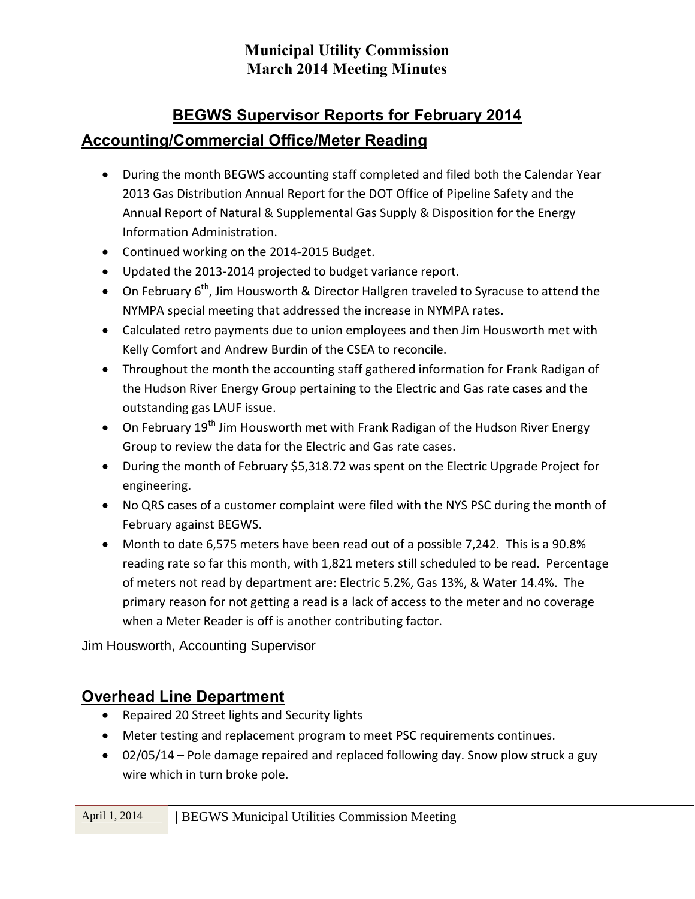**Municipal Utility Commission**
**March 2014 Meeting Minutes**

## BEGWS Supervisor Reports for February 2014

## Accounting/Commercial Office/Meter Reading

- During the month BEGWS accounting staff completed and filed both the Calendar Year 2013 Gas Distribution Annual Report for the DOT Office of Pipeline Safety and the Annual Report of Natural & Supplemental Gas Supply & Disposition for the Energy Information Administration.
- Continued working on the 2014-2015 Budget.
- Updated the 2013-2014 projected to budget variance report.
- On February 6th, Jim Housworth & Director Hallgren traveled to Syracuse to attend the NYMPA special meeting that addressed the increase in NYMPA rates.
- Calculated retro payments due to union employees and then Jim Housworth met with Kelly Comfort and Andrew Burdin of the CSEA to reconcile.
- Throughout the month the accounting staff gathered information for Frank Radigan of the Hudson River Energy Group pertaining to the Electric and Gas rate cases and the outstanding gas LAUF issue.
- On February 19th Jim Housworth met with Frank Radigan of the Hudson River Energy Group to review the data for the Electric and Gas rate cases.
- During the month of February $5,318.72 was spent on the Electric Upgrade Project for engineering.
- No QRS cases of a customer complaint were filed with the NYS PSC during the month of February against BEGWS.
- Month to date 6,575 meters have been read out of a possible 7,242. This is a 90.8% reading rate so far this month, with 1,821 meters still scheduled to be read. Percentage of meters not read by department are: Electric 5.2%, Gas 13%, & Water 14.4%. The primary reason for not getting a read is a lack of access to the meter and no coverage when a Meter Reader is off is another contributing factor.

Jim Housworth, Accounting Supervisor

## Overhead Line Department

- Repaired 20 Street lights and Security lights
- Meter testing and replacement program to meet PSC requirements continues.
- 02/05/14 – Pole damage repaired and replaced following day. Snow plow struck a guy wire which in turn broke pole.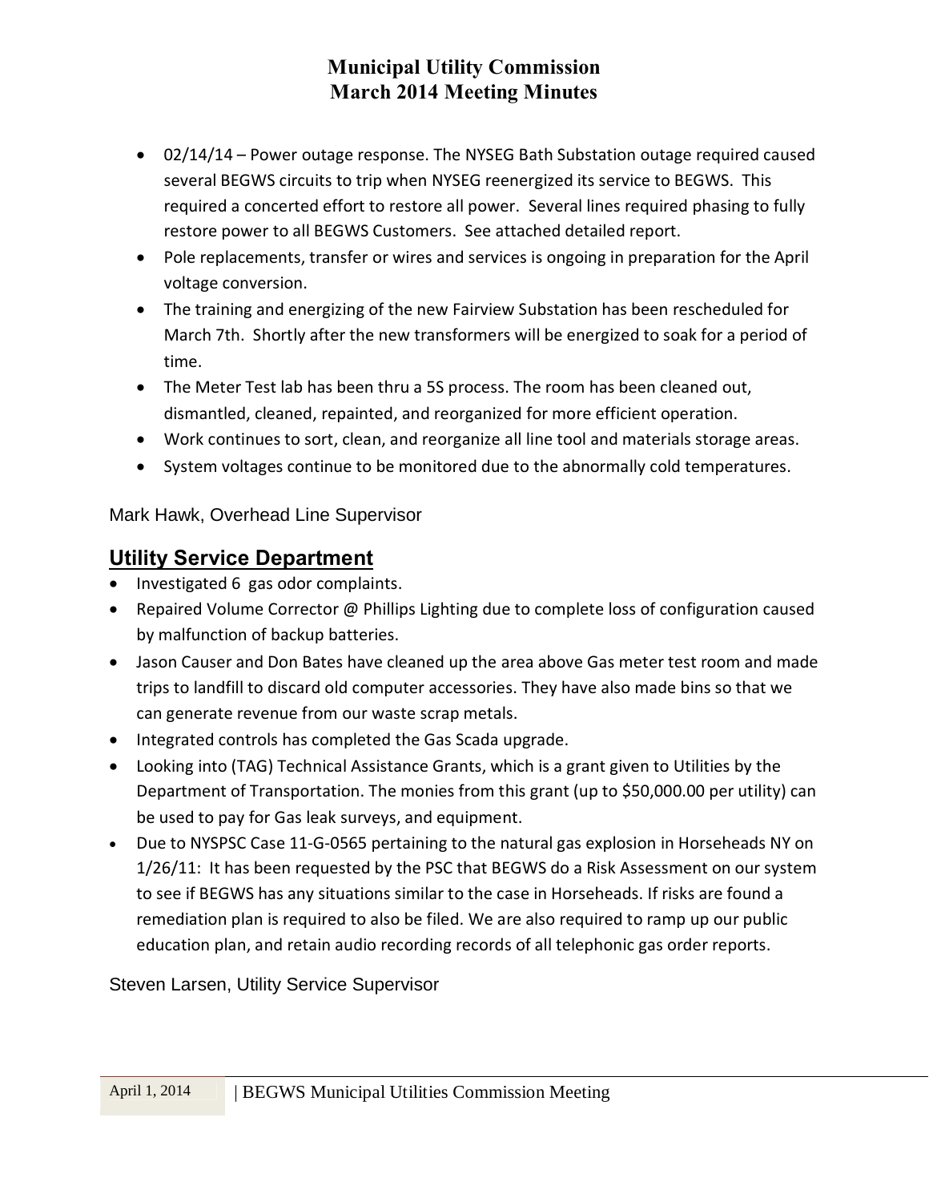- 02/14/14 – Power outage response. The NYSEG Bath Substation outage required caused several BEGWS circuits to trip when NYSEG reenergized its service to BEGWS. This required a concerted effort to restore all power. Several lines required phasing to fully restore power to all BEGWS Customers. See attached detailed report.
- Pole replacements, transfer or wires and services is ongoing in preparation for the April voltage conversion.
- The training and energizing of the new Fairview Substation has been rescheduled for March 7th. Shortly after the new transformers will be energized to soak for a period of time.
- The Meter Test lab has been thru a 5S process. The room has been cleaned out, dismantled, cleaned, repainted, and reorganized for more efficient operation.
- Work continues to sort, clean, and reorganize all line tool and materials storage areas.
- System voltages continue to be monitored due to the abnormally cold temperatures.

Mark Hawk, Overhead Line Supervisor

## Utility Service Department

- Investigated 6 gas odor complaints.
- Repaired Volume Corrector @ Phillips Lighting due to complete loss of configuration caused by malfunction of backup batteries.
- Jason Causer and Don Bates have cleaned up the area above Gas meter test room and made trips to landfill to discard old computer accessories. They have also made bins so that we can generate revenue from our waste scrap metals.
- Integrated controls has completed the Gas Scada upgrade.
- Looking into (TAG) Technical Assistance Grants, which is a grant given to Utilities by the Department of Transportation. The monies from this grant (up to $50,000.00 per utility) can be used to pay for Gas leak surveys, and equipment.
- Due to NYSPSC Case 11-G-0565 pertaining to the natural gas explosion in Horseheads NY on 1/26/11: It has been requested by the PSC that BEGWS do a Risk Assessment on our system to see if BEGWS has any situations similar to the case in Horseheads. If risks are found a remediation plan is required to also be filed. We are also required to ramp up our public education plan, and retain audio recording records of all telephonic gas order reports.

Steven Larsen, Utility Service Supervisor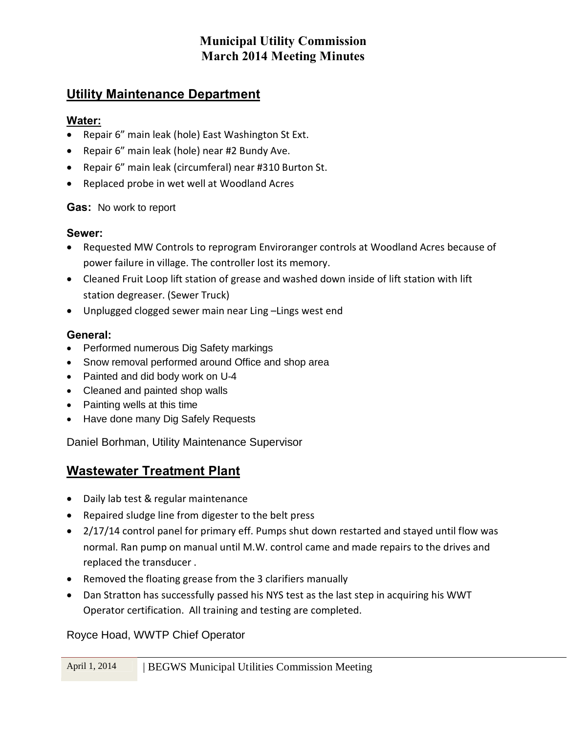# Municipal Utility Commission
# March 2014 Meeting Minutes

## Utility Maintenance Department

### Water:

- Repair 6" main leak (hole) East Washington St Ext.
- Repair 6" main leak (hole) near #2 Bundy Ave.
- Repair 6" main leak (circumferal) near #310 Burton St.
- Replaced probe in wet well at Woodland Acres

**Gas:** No work to report

### Sewer:

- Requested MW Controls to reprogram Enviroranger controls at Woodland Acres because of power failure in village. The controller lost its memory.
- Cleaned Fruit Loop lift station of grease and washed down inside of lift station with lift station degreaser. (Sewer Truck)
- Unplugged clogged sewer main near Ling –Lings west end

### General:

- Performed numerous Dig Safety markings
- Snow removal performed around Office and shop area
- Painted and did body work on U-4
- Cleaned and painted shop walls
- Painting wells at this time
- Have done many Dig Safely Requests

Daniel Borhman, Utility Maintenance Supervisor

## Wastewater Treatment Plant

- Daily lab test & regular maintenance
- Repaired sludge line from digester to the belt press
- 2/17/14 control panel for primary eff. Pumps shut down restarted and stayed until flow was normal. Ran pump on manual until M.W. control came and made repairs to the drives and replaced the transducer .
- Removed the floating grease from the 3 clarifiers manually
- Dan Stratton has successfully passed his NYS test as the last step in acquiring his WWT Operator certification. All training and testing are completed.

Royce Hoad, WWTP Chief Operator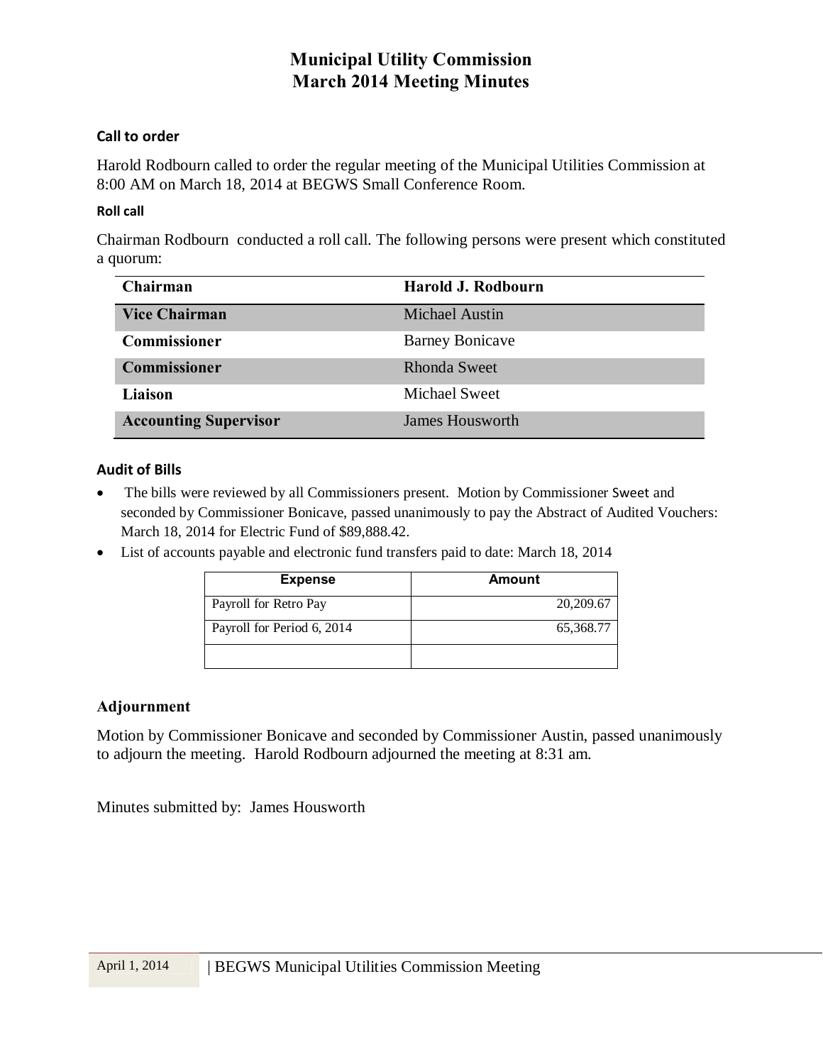# Municipal Utility Commission
# March 2014 Meeting Minutes

### Call to order

Harold Rodbourn called to order the regular meeting of the Municipal Utilities Commission at 8:00 AM on March 18, 2014 at BEGWS Small Conference Room.

#### Roll call

Chairman Rodbourn conducted a roll call. The following persons were present which constituted a quorum:

| | |
|---|---|
| **Chairman** | **Harold J. Rodbourn** |
| **Vice Chairman** | Michael Austin |
| **Commissioner** | Barney Bonicave |
| **Commissioner** | Rhonda Sweet |
| **Liaison** | Michael Sweet |
| **Accounting Supervisor** | James Housworth |

### Audit of Bills

- The bills were reviewed by all Commissioners present. Motion by Commissioner Sweet and seconded by Commissioner Bonicave, passed unanimously to pay the Abstract of Audited Vouchers: March 18, 2014 for Electric Fund of $89,888.42.
- List of accounts payable and electronic fund transfers paid to date: March 18, 2014

| Expense | Amount |
|---|---|
| Payroll for Retro Pay | 20,209.67 |
| Payroll for Period 6, 2014 | 65,368.77 |
| | |

### Adjournment

Motion by Commissioner Bonicave and seconded by Commissioner Austin, passed unanimously to adjourn the meeting. Harold Rodbourn adjourned the meeting at 8:31 am.

Minutes submitted by: James Housworth